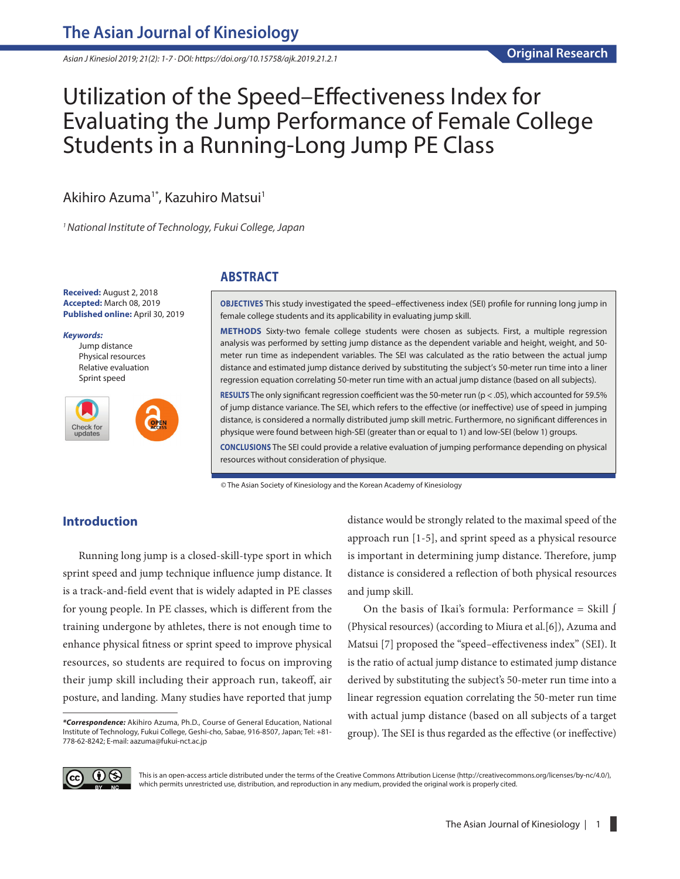# Utilization of the Speed–Effectiveness Index for Evaluating the Jump Performance of Female College Students in a Running-Long Jump PE Class

Akihiro Azuma[1*], Kazuhiro Matsui[1]

[1] National Institute of Technology, Fukui College, Japan

**Received:** August 2, 2018
**Accepted:** March 08, 2019
**Published online:** April 30, 2019

***Keywords:***
Jump distance
Physical resources
Relative evaluation
Sprint speed

## ABSTRACT

**OBJECTIVES** This study investigated the speed–effectiveness index (SEI) profile for running long jump in female college students and its applicability in evaluating jump skill.

**METHODS** Sixty-two female college students were chosen as subjects. First, a multiple regression analysis was performed by setting jump distance as the dependent variable and height, weight, and 50-meter run time as independent variables. The SEI was calculated as the ratio between the actual jump distance and estimated jump distance derived by substituting the subject's 50-meter run time into a liner regression equation correlating 50-meter run time with an actual jump distance (based on all subjects).

**RESULTS** The only significant regression coefficient was the 50-meter run ($p < .05$), which accounted for 59.5% of jump distance variance. The SEI, which refers to the effective (or ineffective) use of speed in jumping distance, is considered a normally distributed jump skill metric. Furthermore, no significant differences in physique were found between high-SEI (greater than or equal to 1) and low-SEI (below 1) groups.

**CONCLUSIONS** The SEI could provide a relative evaluation of jumping performance depending on physical resources without consideration of physique.

© The Asian Society of Kinesiology and the Korean Academy of Kinesiology

## Introduction

Running long jump is a closed-skill-type sport in which sprint speed and jump technique influence jump distance. It is a track-and-field event that is widely adapted in PE classes for young people. In PE classes, which is different from the training undergone by athletes, there is not enough time to enhance physical fitness or sprint speed to improve physical resources, so students are required to focus on improving their jump skill including their approach run, takeoff, air posture, and landing. Many studies have reported that jump distance would be strongly related to the maximal speed of the approach run [1-5], and sprint speed as a physical resource is important in determining jump distance. Therefore, jump distance is considered a reflection of both physical resources and jump skill.

On the basis of Ikai's formula: Performance = Skill ∫ (Physical resources) (according to Miura et al.[6]), Azuma and Matsui [7] proposed the "speed–effectiveness index" (SEI). It is the ratio of actual jump distance to estimated jump distance derived by substituting the subject's 50-meter run time into a linear regression equation correlating the 50-meter run time with actual jump distance (based on all subjects of a target group). The SEI is thus regarded as the effective (or ineffective)

***Correspondence:*** Akihiro Azuma, Ph.D., Course of General Education, National Institute of Technology, Fukui College, Geshi-cho, Sabae, 916-8507, Japan; Tel: +81-778-62-8242; E-mail: aazuma@fukui-nct.ac.jp

This is an open-access article distributed under the terms of the Creative Commons Attribution License (http://creativecommons.org/licenses/by-nc/4.0/), which permits unrestricted use, distribution, and reproduction in any medium, provided the original work is properly cited.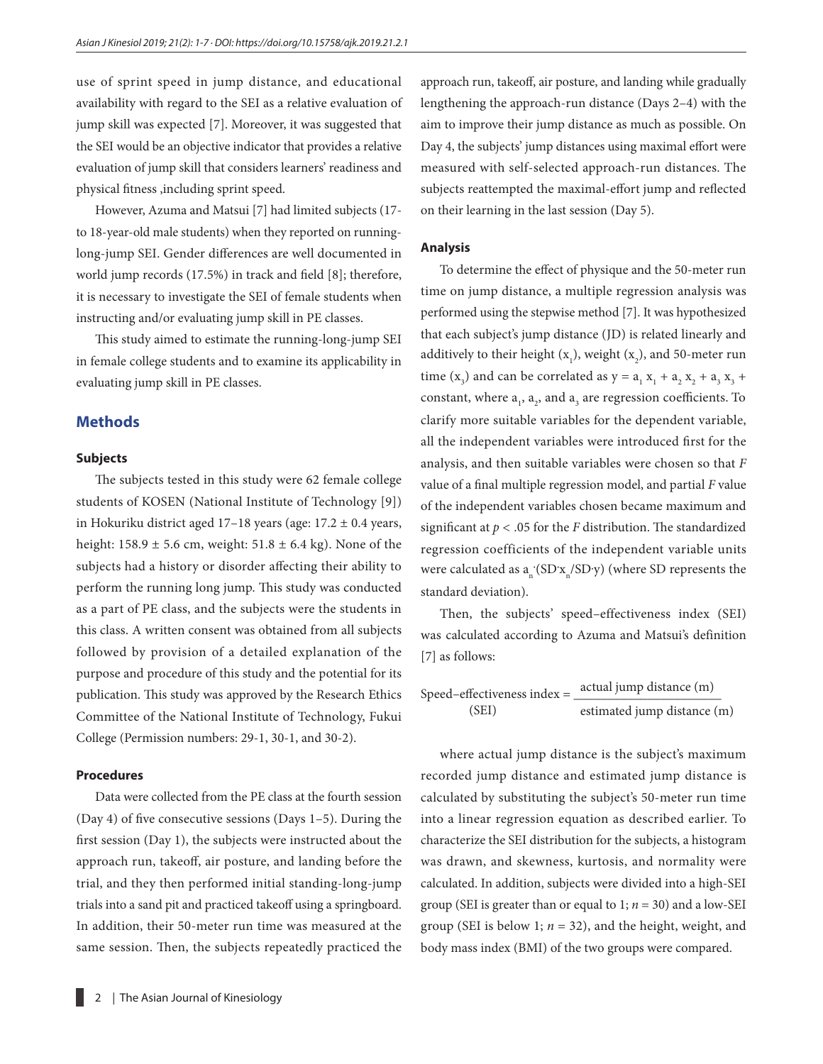use of sprint speed in jump distance, and educational availability with regard to the SEI as a relative evaluation of jump skill was expected [7]. Moreover, it was suggested that the SEI would be an objective indicator that provides a relative evaluation of jump skill that considers learners' readiness and physical fitness ,including sprint speed.

However, Azuma and Matsui [7] had limited subjects (17- to 18-year-old male students) when they reported on running-long-jump SEI. Gender differences are well documented in world jump records (17.5%) in track and field [8]; therefore, it is necessary to investigate the SEI of female students when instructing and/or evaluating jump skill in PE classes.

This study aimed to estimate the running-long-jump SEI in female college students and to examine its applicability in evaluating jump skill in PE classes.

## Methods

### Subjects

The subjects tested in this study were 62 female college students of KOSEN (National Institute of Technology [9]) in Hokuriku district aged 17–18 years (age: 17.2 ± 0.4 years, height: 158.9 ± 5.6 cm, weight: 51.8 ± 6.4 kg). None of the subjects had a history or disorder affecting their ability to perform the running long jump. This study was conducted as a part of PE class, and the subjects were the students in this class. A written consent was obtained from all subjects followed by provision of a detailed explanation of the purpose and procedure of this study and the potential for its publication. This study was approved by the Research Ethics Committee of the National Institute of Technology, Fukui College (Permission numbers: 29-1, 30-1, and 30-2).

### Procedures

Data were collected from the PE class at the fourth session (Day 4) of five consecutive sessions (Days 1–5). During the first session (Day 1), the subjects were instructed about the approach run, takeoff, air posture, and landing before the trial, and they then performed initial standing-long-jump trials into a sand pit and practiced takeoff using a springboard. In addition, their 50-meter run time was measured at the same session. Then, the subjects repeatedly practiced the approach run, takeoff, air posture, and landing while gradually lengthening the approach-run distance (Days 2–4) with the aim to improve their jump distance as much as possible. On Day 4, the subjects' jump distances using maximal effort were measured with self-selected approach-run distances. The subjects reattempted the maximal-effort jump and reflected on their learning in the last session (Day 5).

### Analysis

To determine the effect of physique and the 50-meter run time on jump distance, a multiple regression analysis was performed using the stepwise method [7]. It was hypothesized that each subject's jump distance (JD) is related linearly and additively to their height ($x_1$), weight ($x_2$), and 50-meter run time ($x_3$) and can be correlated as $y = a_1 x_1 + a_2 x_2 + a_3 x_3 +$ constant, where $a_1$, $a_2$, and $a_3$ are regression coefficients. To clarify more suitable variables for the dependent variable, all the independent variables were introduced first for the analysis, and then suitable variables were chosen so that *F* value of a final multiple regression model, and partial *F* value of the independent variables chosen became maximum and significant at $p < .05$ for the *F* distribution. The standardized regression coefficients of the independent variable units were calculated as $a_n \cdot (SD \cdot x_n / SD \cdot y)$ (where SD represents the standard deviation).

Then, the subjects' speed–effectiveness index (SEI) was calculated according to Azuma and Matsui's definition [7] as follows:

$$\text{Speed–effectiveness index (SEI)} = \frac{\text{actual jump distance (m)}}{\text{estimated jump distance (m)}}$$

where actual jump distance is the subject's maximum recorded jump distance and estimated jump distance is calculated by substituting the subject's 50-meter run time into a linear regression equation as described earlier. To characterize the SEI distribution for the subjects, a histogram was drawn, and skewness, kurtosis, and normality were calculated. In addition, subjects were divided into a high-SEI group (SEI is greater than or equal to 1; $n = 30$) and a low-SEI group (SEI is below 1; $n = 32$), and the height, weight, and body mass index (BMI) of the two groups were compared.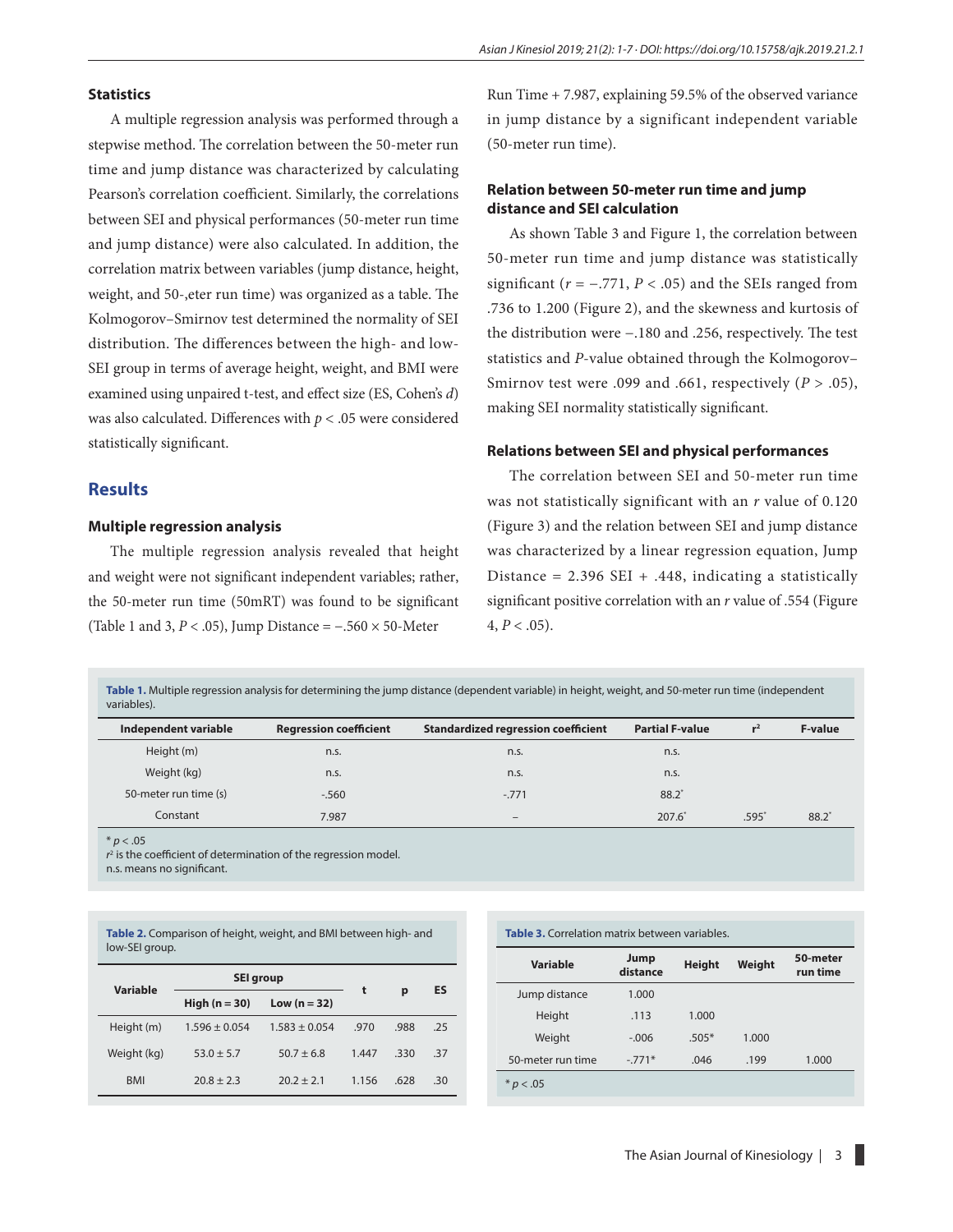### Statistics

A multiple regression analysis was performed through a stepwise method. The correlation between the 50-meter run time and jump distance was characterized by calculating Pearson's correlation coefficient. Similarly, the correlations between SEI and physical performances (50-meter run time and jump distance) were also calculated. In addition, the correlation matrix between variables (jump distance, height, weight, and 50-,eter run time) was organized as a table. The Kolmogorov–Smirnov test determined the normality of SEI distribution. The differences between the high- and low-SEI group in terms of average height, weight, and BMI were examined using unpaired t-test, and effect size (ES, Cohen's *d*) was also calculated. Differences with $p < .05$ were considered statistically significant.

## Results

### Multiple regression analysis

The multiple regression analysis revealed that height and weight were not significant independent variables; rather, the 50-meter run time (50mRT) was found to be significant (Table 1 and 3, $P < .05$), Jump Distance = −.560 × 50-Meter Run Time + 7.987, explaining 59.5% of the observed variance in jump distance by a significant independent variable (50-meter run time).

### Relation between 50-meter run time and jump distance and SEI calculation

As shown Table 3 and Figure 1, the correlation between 50-meter run time and jump distance was statistically significant ($r = −.771$, $P < .05$) and the SEIs ranged from .736 to 1.200 (Figure 2), and the skewness and kurtosis of the distribution were −.180 and .256, respectively. The test statistics and *P*-value obtained through the Kolmogorov–Smirnov test were .099 and .661, respectively ($P > .05$), making SEI normality statistically significant.

### Relations between SEI and physical performances

The correlation between SEI and 50-meter run time was not statistically significant with an *r* value of 0.120 (Figure 3) and the relation between SEI and jump distance was characterized by a linear regression equation, Jump Distance = 2.396 SEI + .448, indicating a statistically significant positive correlation with an *r* value of .554 (Figure 4, $P < .05$).

**Table 1.** Multiple regression analysis for determining the jump distance (dependent variable) in height, weight, and 50-meter run time (independent variables).

| Independent variable | Regression coefficient | Standardized regression coefficient | Partial F-value | $r^2$ | F-value |
|---|---|---|---|---|---|
| Height (m) | n.s. | n.s. | n.s. | | |
| Weight (kg) | n.s. | n.s. | n.s. | | |
| 50-meter run time (s) | -.560 | -.771 | 88.2* | | |
| Constant | 7.987 | – | 207.6* | .595* | 88.2* |

\* $p < .05$
$r^2$ is the coefficient of determination of the regression model.
n.s. means no significant.

**Table 2.** Comparison of height, weight, and BMI between high- and low-SEI group.

| Variable | SEI group | | t | p | ES |
|---|---|---|---|---|---|
| | High (n = 30) | Low (n = 32) | | | |
| Height (m) | 1.596 ± 0.054 | 1.583 ± 0.054 | .970 | .988 | .25 |
| Weight (kg) | 53.0 ± 5.7 | 50.7 ± 6.8 | 1.447 | .330 | .37 |
| BMI | 20.8 ± 2.3 | 20.2 ± 2.1 | 1.156 | .628 | .30 |

**Table 3.** Correlation matrix between variables.

| Variable | Jump distance | Height | Weight | 50-meter run time |
|---|---|---|---|---|
| Jump distance | 1.000 | | | |
| Height | .113 | 1.000 | | |
| Weight | -.006 | .505* | 1.000 | |
| 50-meter run time | -.771* | .046 | .199 | 1.000 |

\* $p < .05$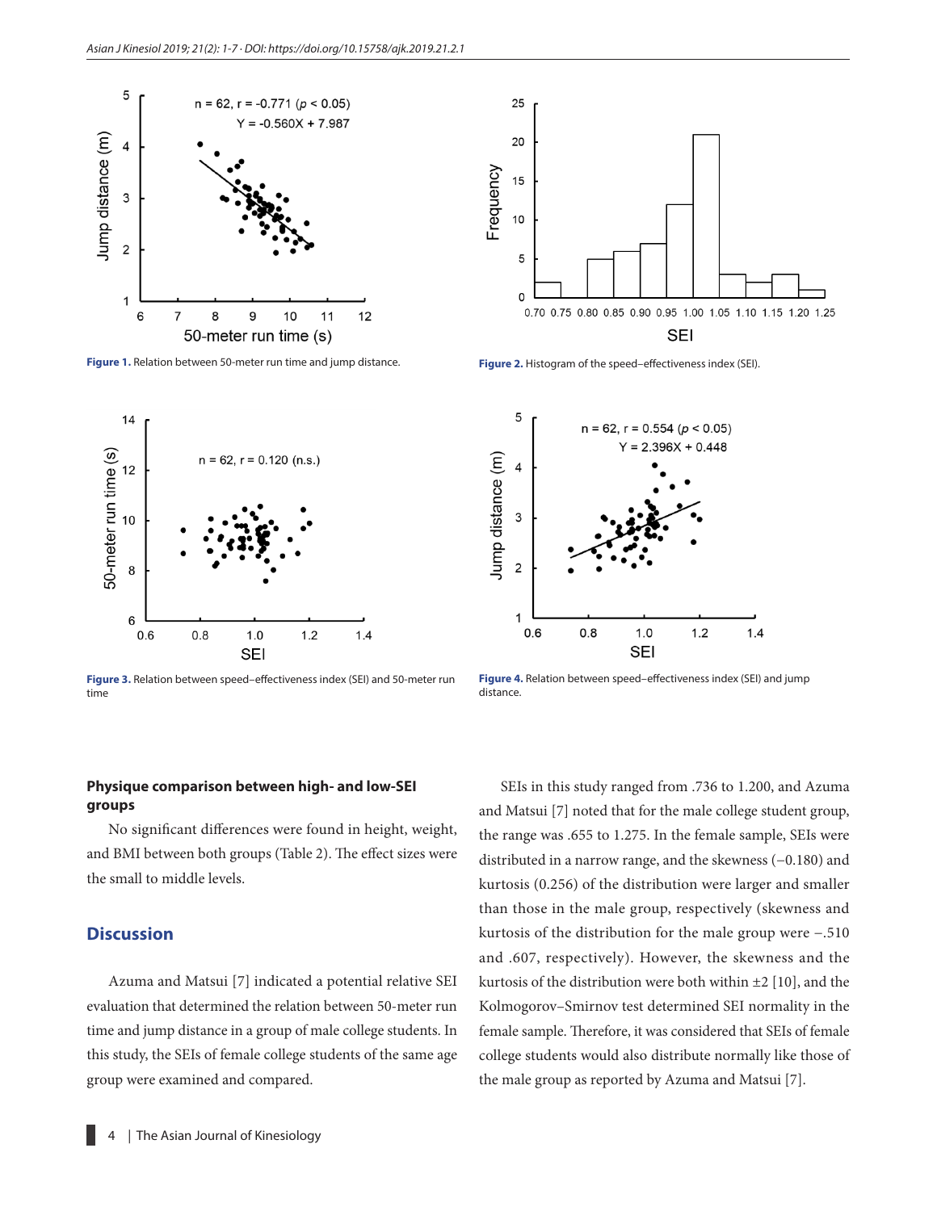Figure 1. Relation between 50-meter run time and jump distance.

Figure 2. Histogram of the speed–effectiveness index (SEI).

Figure 3. Relation between speed–effectiveness index (SEI) and 50-meter run time

Figure 4. Relation between speed–effectiveness index (SEI) and jump distance.

### Physique comparison between high- and low-SEI groups

No significant differences were found in height, weight, and BMI between both groups (Table 2). The effect sizes were the small to middle levels.

## Discussion

Azuma and Matsui [7] indicated a potential relative SEI evaluation that determined the relation between 50-meter run time and jump distance in a group of male college students. In this study, the SEIs of female college students of the same age group were examined and compared.

SEIs in this study ranged from .736 to 1.200, and Azuma and Matsui [7] noted that for the male college student group, the range was .655 to 1.275. In the female sample, SEIs were distributed in a narrow range, and the skewness (−0.180) and kurtosis (0.256) of the distribution were larger and smaller than those in the male group, respectively (skewness and kurtosis of the distribution for the male group were −.510 and .607, respectively). However, the skewness and the kurtosis of the distribution were both within ±2 [10], and the Kolmogorov–Smirnov test determined SEI normality in the female sample. Therefore, it was considered that SEIs of female college students would also distribute normally like those of the male group as reported by Azuma and Matsui [7].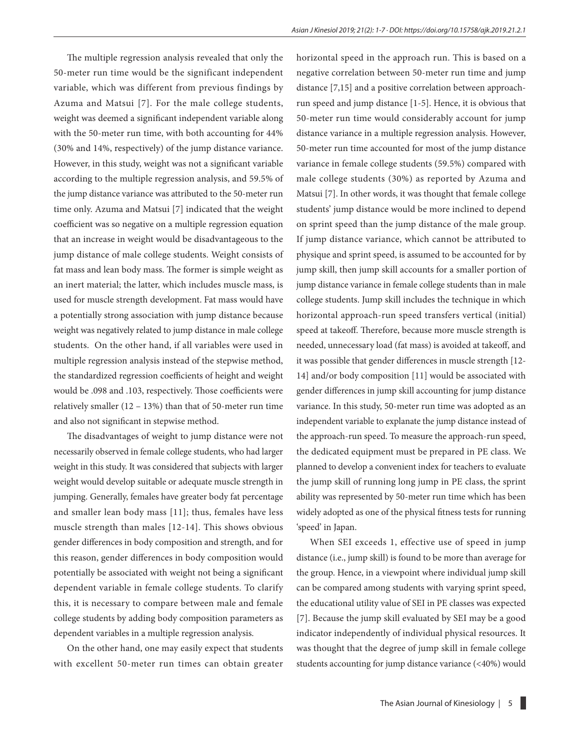The multiple regression analysis revealed that only the 50-meter run time would be the significant independent variable, which was different from previous findings by Azuma and Matsui [7]. For the male college students, weight was deemed a significant independent variable along with the 50-meter run time, with both accounting for 44% (30% and 14%, respectively) of the jump distance variance. However, in this study, weight was not a significant variable according to the multiple regression analysis, and 59.5% of the jump distance variance was attributed to the 50-meter run time only. Azuma and Matsui [7] indicated that the weight coefficient was so negative on a multiple regression equation that an increase in weight would be disadvantageous to the jump distance of male college students. Weight consists of fat mass and lean body mass. The former is simple weight as an inert material; the latter, which includes muscle mass, is used for muscle strength development. Fat mass would have a potentially strong association with jump distance because weight was negatively related to jump distance in male college students. On the other hand, if all variables were used in multiple regression analysis instead of the stepwise method, the standardized regression coefficients of height and weight would be .098 and .103, respectively. Those coefficients were relatively smaller (12 – 13%) than that of 50-meter run time and also not significant in stepwise method.

The disadvantages of weight to jump distance were not necessarily observed in female college students, who had larger weight in this study. It was considered that subjects with larger weight would develop suitable or adequate muscle strength in jumping. Generally, females have greater body fat percentage and smaller lean body mass [11]; thus, females have less muscle strength than males [12-14]. This shows obvious gender differences in body composition and strength, and for this reason, gender differences in body composition would potentially be associated with weight not being a significant dependent variable in female college students. To clarify this, it is necessary to compare between male and female college students by adding body composition parameters as dependent variables in a multiple regression analysis.

On the other hand, one may easily expect that students with excellent 50-meter run times can obtain greater horizontal speed in the approach run. This is based on a negative correlation between 50-meter run time and jump distance [7,15] and a positive correlation between approach-run speed and jump distance [1-5]. Hence, it is obvious that 50-meter run time would considerably account for jump distance variance in a multiple regression analysis. However, 50-meter run time accounted for most of the jump distance variance in female college students (59.5%) compared with male college students (30%) as reported by Azuma and Matsui [7]. In other words, it was thought that female college students' jump distance would be more inclined to depend on sprint speed than the jump distance of the male group. If jump distance variance, which cannot be attributed to physique and sprint speed, is assumed to be accounted for by jump skill, then jump skill accounts for a smaller portion of jump distance variance in female college students than in male college students. Jump skill includes the technique in which horizontal approach-run speed transfers vertical (initial) speed at takeoff. Therefore, because more muscle strength is needed, unnecessary load (fat mass) is avoided at takeoff, and it was possible that gender differences in muscle strength [12-14] and/or body composition [11] would be associated with gender differences in jump skill accounting for jump distance variance. In this study, 50-meter run time was adopted as an independent variable to explanate the jump distance instead of the approach-run speed. To measure the approach-run speed, the dedicated equipment must be prepared in PE class. We planned to develop a convenient index for teachers to evaluate the jump skill of running long jump in PE class, the sprint ability was represented by 50-meter run time which has been widely adopted as one of the physical fitness tests for running 'speed' in Japan.

When SEI exceeds 1, effective use of speed in jump distance (i.e., jump skill) is found to be more than average for the group. Hence, in a viewpoint where individual jump skill can be compared among students with varying sprint speed, the educational utility value of SEI in PE classes was expected [7]. Because the jump skill evaluated by SEI may be a good indicator independently of individual physical resources. It was thought that the degree of jump skill in female college students accounting for jump distance variance (<40%) would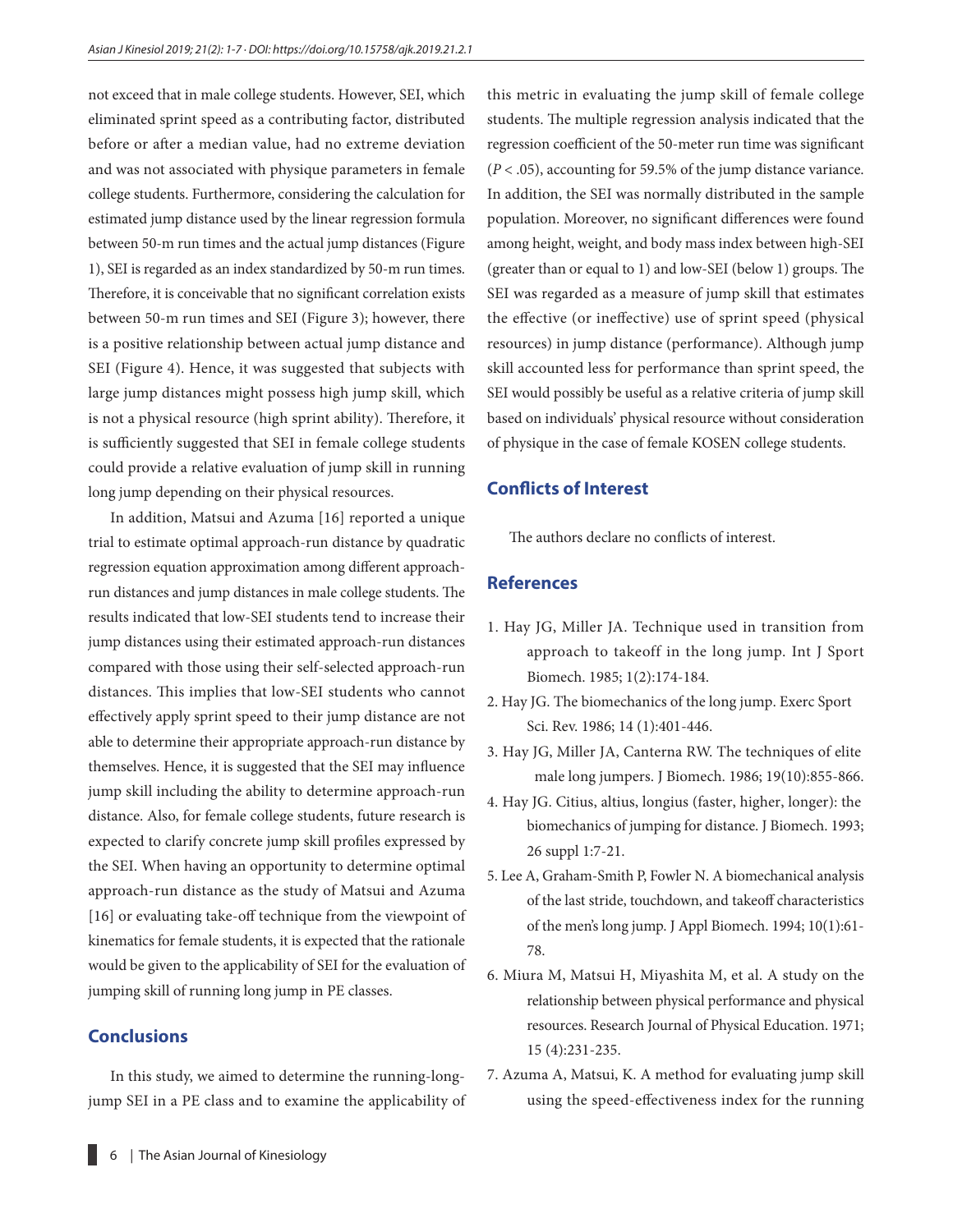not exceed that in male college students. However, SEI, which eliminated sprint speed as a contributing factor, distributed before or after a median value, had no extreme deviation and was not associated with physique parameters in female college students. Furthermore, considering the calculation for estimated jump distance used by the linear regression formula between 50-m run times and the actual jump distances (Figure 1), SEI is regarded as an index standardized by 50-m run times. Therefore, it is conceivable that no significant correlation exists between 50-m run times and SEI (Figure 3); however, there is a positive relationship between actual jump distance and SEI (Figure 4). Hence, it was suggested that subjects with large jump distances might possess high jump skill, which is not a physical resource (high sprint ability). Therefore, it is sufficiently suggested that SEI in female college students could provide a relative evaluation of jump skill in running long jump depending on their physical resources.

In addition, Matsui and Azuma [16] reported a unique trial to estimate optimal approach-run distance by quadratic regression equation approximation among different approach-run distances and jump distances in male college students. The results indicated that low-SEI students tend to increase their jump distances using their estimated approach-run distances compared with those using their self-selected approach-run distances. This implies that low-SEI students who cannot effectively apply sprint speed to their jump distance are not able to determine their appropriate approach-run distance by themselves. Hence, it is suggested that the SEI may influence jump skill including the ability to determine approach-run distance. Also, for female college students, future research is expected to clarify concrete jump skill profiles expressed by the SEI. When having an opportunity to determine optimal approach-run distance as the study of Matsui and Azuma [16] or evaluating take-off technique from the viewpoint of kinematics for female students, it is expected that the rationale would be given to the applicability of SEI for the evaluation of jumping skill of running long jump in PE classes.

## Conclusions

In this study, we aimed to determine the running-long-jump SEI in a PE class and to examine the applicability of this metric in evaluating the jump skill of female college students. The multiple regression analysis indicated that the regression coefficient of the 50-meter run time was significant ($P < .05$), accounting for 59.5% of the jump distance variance. In addition, the SEI was normally distributed in the sample population. Moreover, no significant differences were found among height, weight, and body mass index between high-SEI (greater than or equal to 1) and low-SEI (below 1) groups. The SEI was regarded as a measure of jump skill that estimates the effective (or ineffective) use of sprint speed (physical resources) in jump distance (performance). Although jump skill accounted less for performance than sprint speed, the SEI would possibly be useful as a relative criteria of jump skill based on individuals' physical resource without consideration of physique in the case of female KOSEN college students.

## Conflicts of Interest

The authors declare no conflicts of interest.

## References

1. Hay JG, Miller JA. Technique used in transition from approach to takeoff in the long jump. Int J Sport Biomech. 1985; 1(2):174-184.
2. Hay JG. The biomechanics of the long jump. Exerc Sport Sci. Rev. 1986; 14 (1):401-446.
3. Hay JG, Miller JA, Canterna RW. The techniques of elite male long jumpers. J Biomech. 1986; 19(10):855-866.
4. Hay JG. Citius, altius, longius (faster, higher, longer): the biomechanics of jumping for distance. J Biomech. 1993; 26 suppl 1:7-21.
5. Lee A, Graham-Smith P, Fowler N. A biomechanical analysis of the last stride, touchdown, and takeoff characteristics of the men's long jump. J Appl Biomech. 1994; 10(1):61-78.
6. Miura M, Matsui H, Miyashita M, et al. A study on the relationship between physical performance and physical resources. Research Journal of Physical Education. 1971; 15 (4):231-235.
7. Azuma A, Matsui, K. A method for evaluating jump skill using the speed-effectiveness index for the running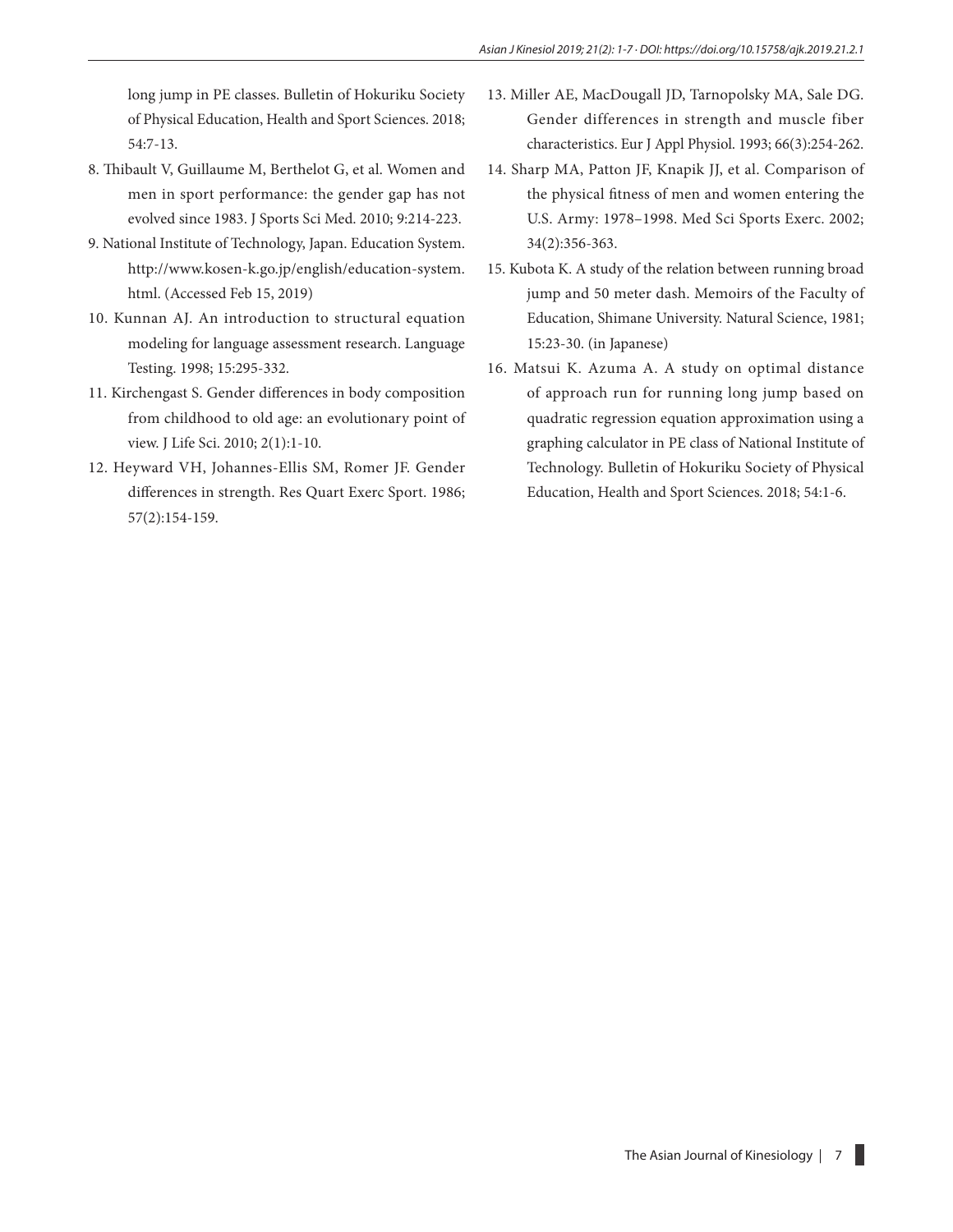long jump in PE classes. Bulletin of Hokuriku Society of Physical Education, Health and Sport Sciences. 2018; 54:7-13.

8. Thibault V, Guillaume M, Berthelot G, et al. Women and men in sport performance: the gender gap has not evolved since 1983. J Sports Sci Med. 2010; 9:214-223.
9. National Institute of Technology, Japan. Education System. http://www.kosen-k.go.jp/english/education-system.html. (Accessed Feb 15, 2019)
10. Kunnan AJ. An introduction to structural equation modeling for language assessment research. Language Testing. 1998; 15:295-332.
11. Kirchengast S. Gender differences in body composition from childhood to old age: an evolutionary point of view. J Life Sci. 2010; 2(1):1-10.
12. Heyward VH, Johannes-Ellis SM, Romer JF. Gender differences in strength. Res Quart Exerc Sport. 1986; 57(2):154-159.
13. Miller AE, MacDougall JD, Tarnopolsky MA, Sale DG. Gender differences in strength and muscle fiber characteristics. Eur J Appl Physiol. 1993; 66(3):254-262.
14. Sharp MA, Patton JF, Knapik JJ, et al. Comparison of the physical fitness of men and women entering the U.S. Army: 1978–1998. Med Sci Sports Exerc. 2002; 34(2):356-363.
15. Kubota K. A study of the relation between running broad jump and 50 meter dash. Memoirs of the Faculty of Education, Shimane University. Natural Science, 1981; 15:23-30. (in Japanese)
16. Matsui K. Azuma A. A study on optimal distance of approach run for running long jump based on quadratic regression equation approximation using a graphing calculator in PE class of National Institute of Technology. Bulletin of Hokuriku Society of Physical Education, Health and Sport Sciences. 2018; 54:1-6.